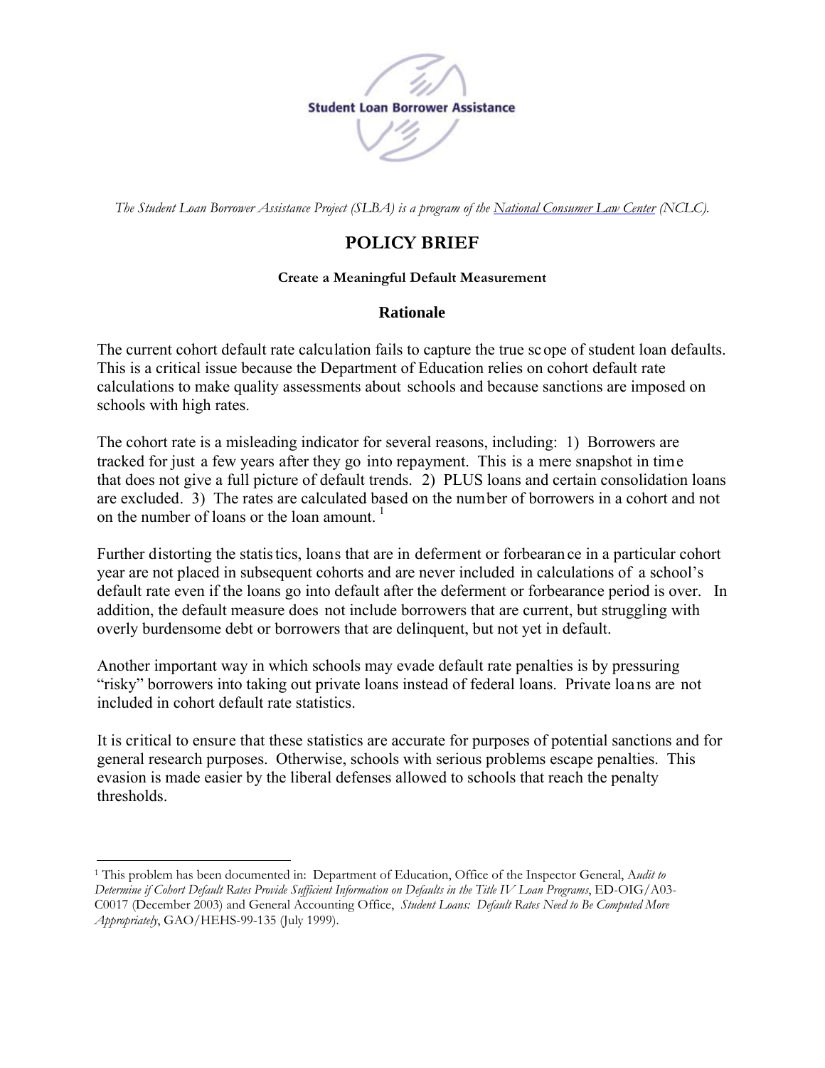Student Loan Borrower Assistance

*The Student Loan Borrower Assistance Project (SLBA) is a program of the National Consumer Law Center (NCLC).*

# POLICY BRIEF

**Create a Meaningful Default Measurement**

## Rationale

The current cohort default rate calculation fails to capture the true scope of student loan defaults. This is a critical issue because the Department of Education relies on cohort default rate calculations to make quality assessments about schools and because sanctions are imposed on schools with high rates.

The cohort rate is a misleading indicator for several reasons, including: 1) Borrowers are tracked for just a few years after they go into repayment. This is a mere snapshot in time that does not give a full picture of default trends. 2) PLUS loans and certain consolidation loans are excluded. 3) The rates are calculated based on the number of borrowers in a cohort and not on the number of loans or the loan amount. [1]

Further distorting the statistics, loans that are in deferment or forbearance in a particular cohort year are not placed in subsequent cohorts and are never included in calculations of a school's default rate even if the loans go into default after the deferment or forbearance period is over. In addition, the default measure does not include borrowers that are current, but struggling with overly burdensome debt or borrowers that are delinquent, but not yet in default.

Another important way in which schools may evade default rate penalties is by pressuring "risky" borrowers into taking out private loans instead of federal loans. Private loans are not included in cohort default rate statistics.

It is critical to ensure that these statistics are accurate for purposes of potential sanctions and for general research purposes. Otherwise, schools with serious problems escape penalties. This evasion is made easier by the liberal defenses allowed to schools that reach the penalty thresholds.

---

[1] This problem has been documented in: Department of Education, Office of the Inspector General, *Audit to Determine if Cohort Default Rates Provide Sufficient Information on Defaults in the Title IV Loan Programs*, ED-OIG/A03-C0017 (December 2003) and General Accounting Office, *Student Loans: Default Rates Need to Be Computed More Appropriately*, GAO/HEHS-99-135 (July 1999).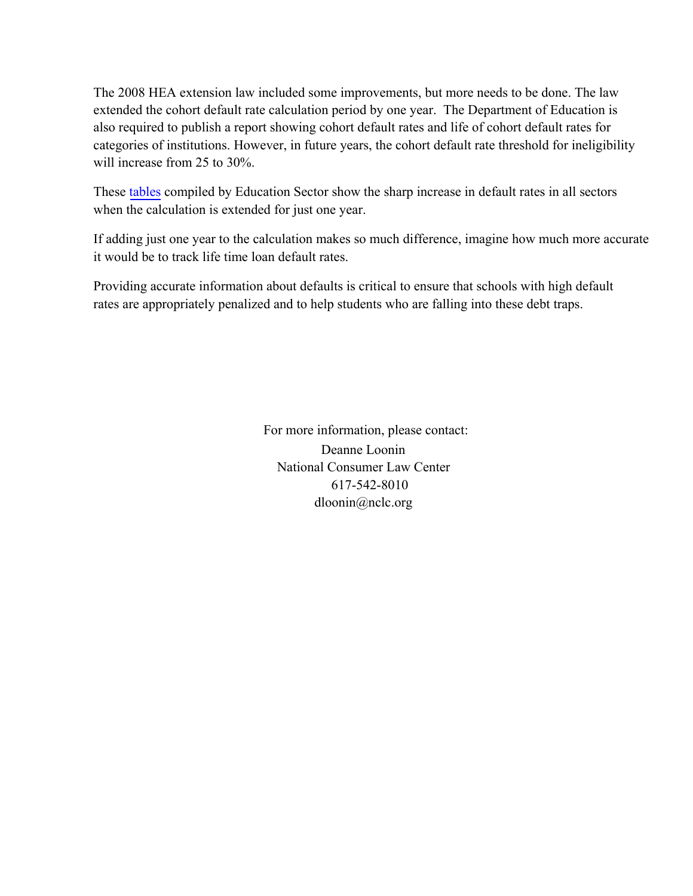The 2008 HEA extension law included some improvements, but more needs to be done. The law extended the cohort default rate calculation period by one year. The Department of Education is also required to publish a report showing cohort default rates and life of cohort default rates for categories of institutions. However, in future years, the cohort default rate threshold for ineligibility will increase from 25 to 30%.

These tables compiled by Education Sector show the sharp increase in default rates in all sectors when the calculation is extended for just one year.

If adding just one year to the calculation makes so much difference, imagine how much more accurate it would be to track life time loan default rates.

Providing accurate information about defaults is critical to ensure that schools with high default rates are appropriately penalized and to help students who are falling into these debt traps.

For more information, please contact:  
Deanne Loonin  
National Consumer Law Center  
617-542-8010  
dloonin@nclc.org